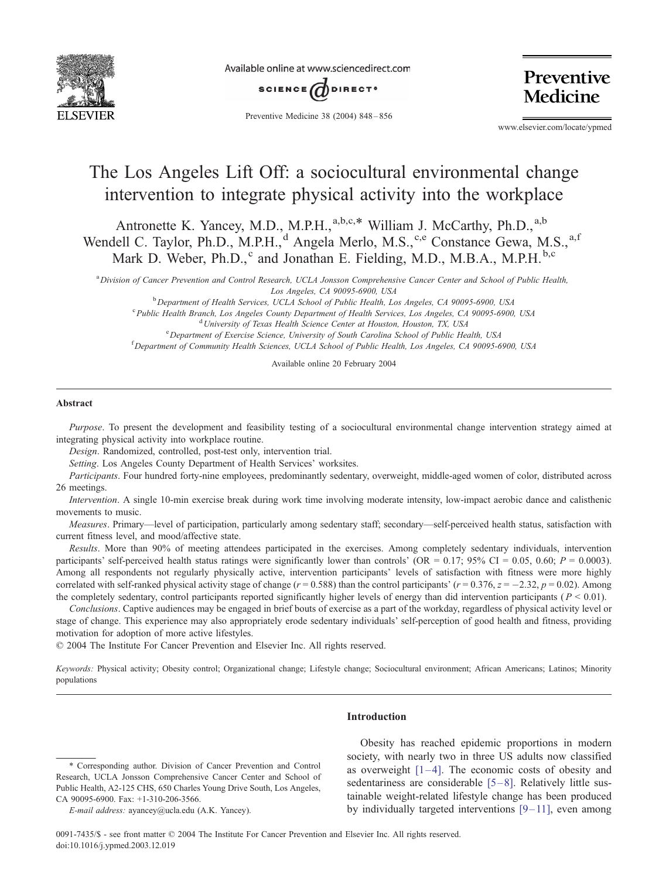# The Los Angeles Lift Off: a sociocultural environmental change intervention to integrate physical activity into the workplace

Antronette K. Yancey, M.D., M.P.H.,[a,b,c,*] William J. McCarthy, Ph.D.,[a,b] Wendell C. Taylor, Ph.D., M.P.H.,[d] Angela Merlo, M.S.,[c,e] Constance Gewa, M.S.,[a,f] Mark D. Weber, Ph.D.,[c] and Jonathan E. Fielding, M.D., M.B.A., M.P.H.[b,c]

[a] *Division of Cancer Prevention and Control Research, UCLA Jonsson Comprehensive Cancer Center and School of Public Health, Los Angeles, CA 90095-6900, USA*

[b] *Department of Health Services, UCLA School of Public Health, Los Angeles, CA 90095-6900, USA*

[c] *Public Health Branch, Los Angeles County Department of Health Services, Los Angeles, CA 90095-6900, USA*

[d] *University of Texas Health Science Center at Houston, Houston, TX, USA*

[e] *Department of Exercise Science, University of South Carolina School of Public Health, USA*

[f] *Department of Community Health Sciences, UCLA School of Public Health, Los Angeles, CA 90095-6900, USA*

Available online 20 February 2004

## Abstract

*Purpose*. To present the development and feasibility testing of a sociocultural environmental change intervention strategy aimed at integrating physical activity into workplace routine.

*Design*. Randomized, controlled, post-test only, intervention trial.

*Setting*. Los Angeles County Department of Health Services' worksites.

*Participants*. Four hundred forty-nine employees, predominantly sedentary, overweight, middle-aged women of color, distributed across 26 meetings.

*Intervention*. A single 10-min exercise break during work time involving moderate intensity, low-impact aerobic dance and calisthenic movements to music.

*Measures*. Primary—level of participation, particularly among sedentary staff; secondary—self-perceived health status, satisfaction with current fitness level, and mood/affective state.

*Results*. More than 90% of meeting attendees participated in the exercises. Among completely sedentary individuals, intervention participants' self-perceived health status ratings were significantly lower than controls' (OR = 0.17; 95% CI = 0.05, 0.60; $P = 0.0003$). Among all respondents not regularly physically active, intervention participants' levels of satisfaction with fitness were more highly correlated with self-ranked physical activity stage of change ($r = 0.588$) than the control participants' ($r = 0.376$, $z = -2.32$, $p = 0.02$). Among the completely sedentary, control participants reported significantly higher levels of energy than did intervention participants ($P < 0.01$).

*Conclusions*. Captive audiences may be engaged in brief bouts of exercise as a part of the workday, regardless of physical activity level or stage of change. This experience may also appropriately erode sedentary individuals' self-perception of good health and fitness, providing motivation for adoption of more active lifestyles.

© 2004 The Institute For Cancer Prevention and Elsevier Inc. All rights reserved.

*Keywords:* Physical activity; Obesity control; Organizational change; Lifestyle change; Sociocultural environment; African Americans; Latinos; Minority populations

## Introduction

Obesity has reached epidemic proportions in modern society, with nearly two in three US adults now classified as overweight [1–4]. The economic costs of obesity and sedentariness are considerable [5–8]. Relatively little sustainable weight-related lifestyle change has been produced by individually targeted interventions [9–11], even among

\* Corresponding author. Division of Cancer Prevention and Control Research, UCLA Jonsson Comprehensive Cancer Center and School of Public Health, A2-125 CHS, 650 Charles Young Drive South, Los Angeles, CA 90095-6900. Fax: +1-310-206-3566.

*E-mail address:* ayancey@ucla.edu (A.K. Yancey).

0091-7435/$ - see front matter © 2004 The Institute For Cancer Prevention and Elsevier Inc. All rights reserved.
doi:10.1016/j.ypmed.2003.12.019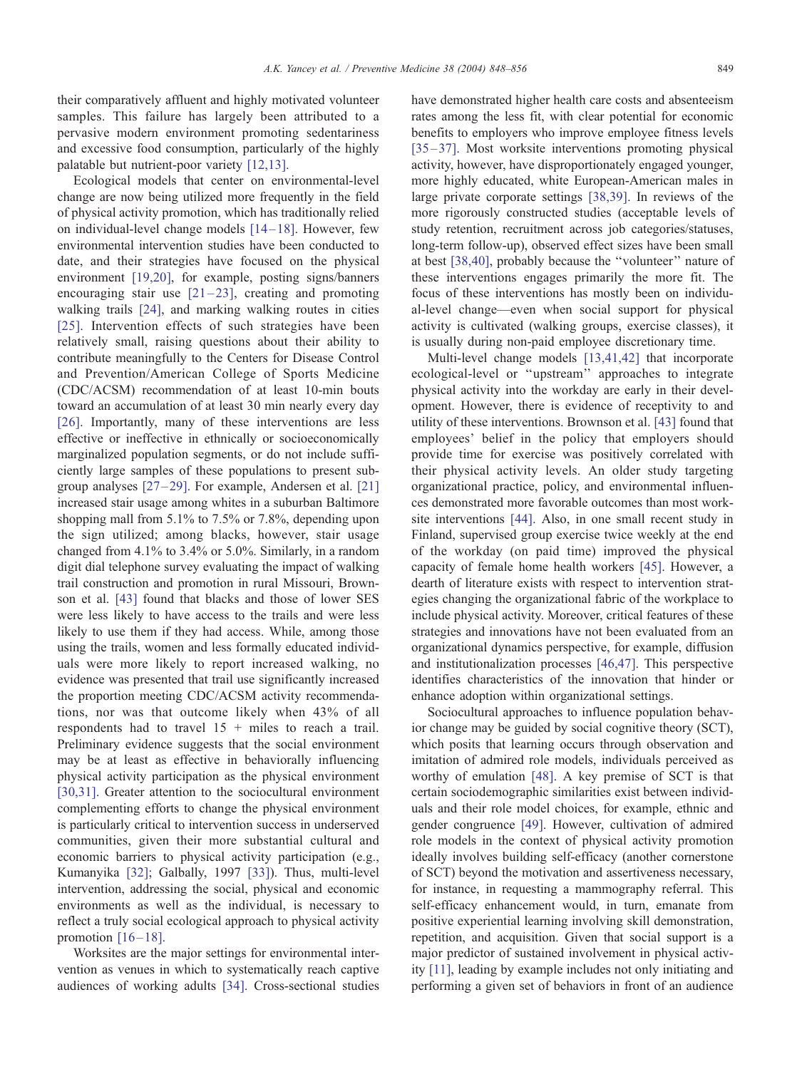their comparatively affluent and highly motivated volunteer samples. This failure has largely been attributed to a pervasive modern environment promoting sedentariness and excessive food consumption, particularly of the highly palatable but nutrient-poor variety [12,13].

Ecological models that center on environmental-level change are now being utilized more frequently in the field of physical activity promotion, which has traditionally relied on individual-level change models [14–18]. However, few environmental intervention studies have been conducted to date, and their strategies have focused on the physical environment [19,20], for example, posting signs/banners encouraging stair use [21–23], creating and promoting walking trails [24], and marking walking routes in cities [25]. Intervention effects of such strategies have been relatively small, raising questions about their ability to contribute meaningfully to the Centers for Disease Control and Prevention/American College of Sports Medicine (CDC/ACSM) recommendation of at least 10-min bouts toward an accumulation of at least 30 min nearly every day [26]. Importantly, many of these interventions are less effective or ineffective in ethnically or socioeconomically marginalized population segments, or do not include sufficiently large samples of these populations to present subgroup analyses [27–29]. For example, Andersen et al. [21] increased stair usage among whites in a suburban Baltimore shopping mall from 5.1% to 7.5% or 7.8%, depending upon the sign utilized; among blacks, however, stair usage changed from 4.1% to 3.4% or 5.0%. Similarly, in a random digit dial telephone survey evaluating the impact of walking trail construction and promotion in rural Missouri, Brownson et al. [43] found that blacks and those of lower SES were less likely to have access to the trails and were less likely to use them if they had access. While, among those using the trails, women and less formally educated individuals were more likely to report increased walking, no evidence was presented that trail use significantly increased the proportion meeting CDC/ACSM activity recommendations, nor was that outcome likely when 43% of all respondents had to travel 15 + miles to reach a trail. Preliminary evidence suggests that the social environment may be at least as effective in behaviorally influencing physical activity participation as the physical environment [30,31]. Greater attention to the sociocultural environment complementing efforts to change the physical environment is particularly critical to intervention success in underserved communities, given their more substantial cultural and economic barriers to physical activity participation (e.g., Kumanyika [32]; Galbally, 1997 [33]). Thus, multi-level intervention, addressing the social, physical and economic environments as well as the individual, is necessary to reflect a truly social ecological approach to physical activity promotion [16–18].

Worksites are the major settings for environmental intervention as venues in which to systematically reach captive audiences of working adults [34]. Cross-sectional studies have demonstrated higher health care costs and absenteeism rates among the less fit, with clear potential for economic benefits to employers who improve employee fitness levels [35–37]. Most worksite interventions promoting physical activity, however, have disproportionately engaged younger, more highly educated, white European-American males in large private corporate settings [38,39]. In reviews of the more rigorously constructed studies (acceptable levels of study retention, recruitment across job categories/statuses, long-term follow-up), observed effect sizes have been small at best [38,40], probably because the "volunteer" nature of these interventions engages primarily the more fit. The focus of these interventions has mostly been on individual-level change—even when social support for physical activity is cultivated (walking groups, exercise classes), it is usually during non-paid employee discretionary time.

Multi-level change models [13,41,42] that incorporate ecological-level or "upstream" approaches to integrate physical activity into the workday are early in their development. However, there is evidence of receptivity to and utility of these interventions. Brownson et al. [43] found that employees' belief in the policy that employers should provide time for exercise was positively correlated with their physical activity levels. An older study targeting organizational practice, policy, and environmental influences demonstrated more favorable outcomes than most worksite interventions [44]. Also, in one small recent study in Finland, supervised group exercise twice weekly at the end of the workday (on paid time) improved the physical capacity of female home health workers [45]. However, a dearth of literature exists with respect to intervention strategies changing the organizational fabric of the workplace to include physical activity. Moreover, critical features of these strategies and innovations have not been evaluated from an organizational dynamics perspective, for example, diffusion and institutionalization processes [46,47]. This perspective identifies characteristics of the innovation that hinder or enhance adoption within organizational settings.

Sociocultural approaches to influence population behavior change may be guided by social cognitive theory (SCT), which posits that learning occurs through observation and imitation of admired role models, individuals perceived as worthy of emulation [48]. A key premise of SCT is that certain sociodemographic similarities exist between individuals and their role model choices, for example, ethnic and gender congruence [49]. However, cultivation of admired role models in the context of physical activity promotion ideally involves building self-efficacy (another cornerstone of SCT) beyond the motivation and assertiveness necessary, for instance, in requesting a mammography referral. This self-efficacy enhancement would, in turn, emanate from positive experiential learning involving skill demonstration, repetition, and acquisition. Given that social support is a major predictor of sustained involvement in physical activity [11], leading by example includes not only initiating and performing a given set of behaviors in front of an audience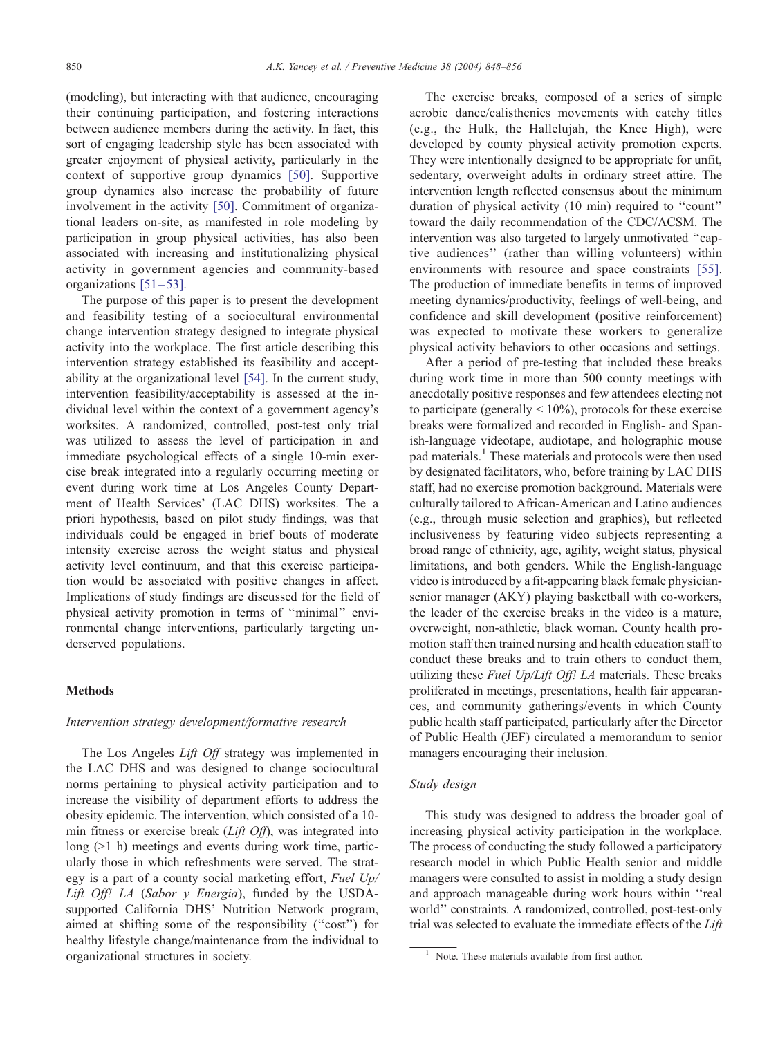(modeling), but interacting with that audience, encouraging their continuing participation, and fostering interactions between audience members during the activity. In fact, this sort of engaging leadership style has been associated with greater enjoyment of physical activity, particularly in the context of supportive group dynamics [50]. Supportive group dynamics also increase the probability of future involvement in the activity [50]. Commitment of organizational leaders on-site, as manifested in role modeling by participation in group physical activities, has also been associated with increasing and institutionalizing physical activity in government agencies and community-based organizations [51–53].

The purpose of this paper is to present the development and feasibility testing of a sociocultural environmental change intervention strategy designed to integrate physical activity into the workplace. The first article describing this intervention strategy established its feasibility and acceptability at the organizational level [54]. In the current study, intervention feasibility/acceptability is assessed at the individual level within the context of a government agency's worksites. A randomized, controlled, post-test only trial was utilized to assess the level of participation in and immediate psychological effects of a single 10-min exercise break integrated into a regularly occurring meeting or event during work time at Los Angeles County Department of Health Services' (LAC DHS) worksites. The a priori hypothesis, based on pilot study findings, was that individuals could be engaged in brief bouts of moderate intensity exercise across the weight status and physical activity level continuum, and that this exercise participation would be associated with positive changes in affect. Implications of study findings are discussed for the field of physical activity promotion in terms of "minimal" environmental change interventions, particularly targeting underserved populations.

## Methods

### *Intervention strategy development/formative research*

The Los Angeles *Lift Off* strategy was implemented in the LAC DHS and was designed to change sociocultural norms pertaining to physical activity participation and to increase the visibility of department efforts to address the obesity epidemic. The intervention, which consisted of a 10-min fitness or exercise break (*Lift Off*), was integrated into long (>1 h) meetings and events during work time, particularly those in which refreshments were served. The strategy is a part of a county social marketing effort, *Fuel Up/Lift Off! LA* (*Sabor y Energia*), funded by the USDA-supported California DHS' Nutrition Network program, aimed at shifting some of the responsibility ("cost") for healthy lifestyle change/maintenance from the individual to organizational structures in society.

The exercise breaks, composed of a series of simple aerobic dance/calisthenics movements with catchy titles (e.g., the Hulk, the Hallelujah, the Knee High), were developed by county physical activity promotion experts. They were intentionally designed to be appropriate for unfit, sedentary, overweight adults in ordinary street attire. The intervention length reflected consensus about the minimum duration of physical activity (10 min) required to "count" toward the daily recommendation of the CDC/ACSM. The intervention was also targeted to largely unmotivated "captive audiences" (rather than willing volunteers) within environments with resource and space constraints [55]. The production of immediate benefits in terms of improved meeting dynamics/productivity, feelings of well-being, and confidence and skill development (positive reinforcement) was expected to motivate these workers to generalize physical activity behaviors to other occasions and settings.

After a period of pre-testing that included these breaks during work time in more than 500 county meetings with anecdotally positive responses and few attendees electing not to participate (generally < 10%), protocols for these exercise breaks were formalized and recorded in English- and Spanish-language videotape, audiotape, and holographic mouse pad materials.[1] These materials and protocols were then used by designated facilitators, who, before training by LAC DHS staff, had no exercise promotion background. Materials were culturally tailored to African-American and Latino audiences (e.g., through music selection and graphics), but reflected inclusiveness by featuring video subjects representing a broad range of ethnicity, age, agility, weight status, physical limitations, and both genders. While the English-language video is introduced by a fit-appearing black female physician-senior manager (AKY) playing basketball with co-workers, the leader of the exercise breaks in the video is a mature, overweight, non-athletic, black woman. County health promotion staff then trained nursing and health education staff to conduct these breaks and to train others to conduct them, utilizing these *Fuel Up/Lift Off! LA* materials. These breaks proliferated in meetings, presentations, health fair appearances, and community gatherings/events in which County public health staff participated, particularly after the Director of Public Health (JEF) circulated a memorandum to senior managers encouraging their inclusion.

### *Study design*

This study was designed to address the broader goal of increasing physical activity participation in the workplace. The process of conducting the study followed a participatory research model in which Public Health senior and middle managers were consulted to assist in molding a study design and approach manageable during work hours within "real world" constraints. A randomized, controlled, post-test-only trial was selected to evaluate the immediate effects of the *Lift*

[1] Note. These materials available from first author.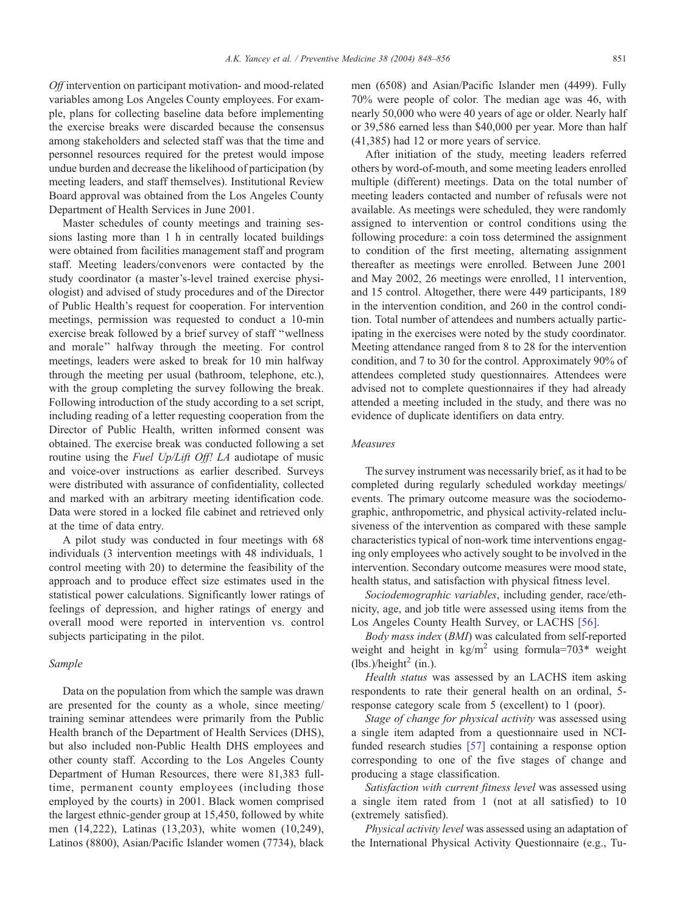*Off* intervention on participant motivation- and mood-related variables among Los Angeles County employees. For example, plans for collecting baseline data before implementing the exercise breaks were discarded because the consensus among stakeholders and selected staff was that the time and personnel resources required for the pretest would impose undue burden and decrease the likelihood of participation (by meeting leaders, and staff themselves). Institutional Review Board approval was obtained from the Los Angeles County Department of Health Services in June 2001.

Master schedules of county meetings and training sessions lasting more than 1 h in centrally located buildings were obtained from facilities management staff and program staff. Meeting leaders/convenors were contacted by the study coordinator (a master's-level trained exercise physiologist) and advised of study procedures and of the Director of Public Health's request for cooperation. For intervention meetings, permission was requested to conduct a 10-min exercise break followed by a brief survey of staff "wellness and morale" halfway through the meeting. For control meetings, leaders were asked to break for 10 min halfway through the meeting per usual (bathroom, telephone, etc.), with the group completing the survey following the break. Following introduction of the study according to a set script, including reading of a letter requesting cooperation from the Director of Public Health, written informed consent was obtained. The exercise break was conducted following a set routine using the *Fuel Up/Lift Off! LA* audiotape of music and voice-over instructions as earlier described. Surveys were distributed with assurance of confidentiality, collected and marked with an arbitrary meeting identification code. Data were stored in a locked file cabinet and retrieved only at the time of data entry.

A pilot study was conducted in four meetings with 68 individuals (3 intervention meetings with 48 individuals, 1 control meeting with 20) to determine the feasibility of the approach and to produce effect size estimates used in the statistical power calculations. Significantly lower ratings of feelings of depression, and higher ratings of energy and overall mood were reported in intervention vs. control subjects participating in the pilot.

### Sample

Data on the population from which the sample was drawn are presented for the county as a whole, since meeting/training seminar attendees were primarily from the Public Health branch of the Department of Health Services (DHS), but also included non-Public Health DHS employees and other county staff. According to the Los Angeles County Department of Human Resources, there were 81,383 full-time, permanent county employees (including those employed by the courts) in 2001. Black women comprised the largest ethnic-gender group at 15,450, followed by white men (14,222), Latinas (13,203), white women (10,249), Latinos (8800), Asian/Pacific Islander women (7734), black men (6508) and Asian/Pacific Islander men (4499). Fully 70% were people of color. The median age was 46, with nearly 50,000 who were 40 years of age or older. Nearly half or 39,586 earned less than $40,000 per year. More than half (41,385) had 12 or more years of service.

After initiation of the study, meeting leaders referred others by word-of-mouth, and some meeting leaders enrolled multiple (different) meetings. Data on the total number of meeting leaders contacted and number of refusals were not available. As meetings were scheduled, they were randomly assigned to intervention or control conditions using the following procedure: a coin toss determined the assignment to condition of the first meeting, alternating assignment thereafter as meetings were enrolled. Between June 2001 and May 2002, 26 meetings were enrolled, 11 intervention, and 15 control. Altogether, there were 449 participants, 189 in the intervention condition, and 260 in the control condition. Total number of attendees and numbers actually participating in the exercises were noted by the study coordinator. Meeting attendance ranged from 8 to 28 for the intervention condition, and 7 to 30 for the control. Approximately 90% of attendees completed study questionnaires. Attendees were advised not to complete questionnaires if they had already attended a meeting included in the study, and there was no evidence of duplicate identifiers on data entry.

### Measures

The survey instrument was necessarily brief, as it had to be completed during regularly scheduled workday meetings/events. The primary outcome measure was the sociodemographic, anthropometric, and physical activity-related inclusiveness of the intervention as compared with these sample characteristics typical of non-work time interventions engaging only employees who actively sought to be involved in the intervention. Secondary outcome measures were mood state, health status, and satisfaction with physical fitness level.

*Sociodemographic variables*, including gender, race/ethnicity, age, and job title were assessed using items from the Los Angeles County Health Survey, or LACHS [56].

*Body mass index* (*BMI*) was calculated from self-reported weight and height in kg/m$^2$ using formula=703* weight (lbs.)/height$^2$ (in.).

*Health status* was assessed by an LACHS item asking respondents to rate their general health on an ordinal, 5-response category scale from 5 (excellent) to 1 (poor).

*Stage of change for physical activity* was assessed using a single item adapted from a questionnaire used in NCI-funded research studies [57] containing a response option corresponding to one of the five stages of change and producing a stage classification.

*Satisfaction with current fitness level* was assessed using a single item rated from 1 (not at all satisfied) to 10 (extremely satisfied).

*Physical activity level* was assessed using an adaptation of the International Physical Activity Questionnaire (e.g., Tu-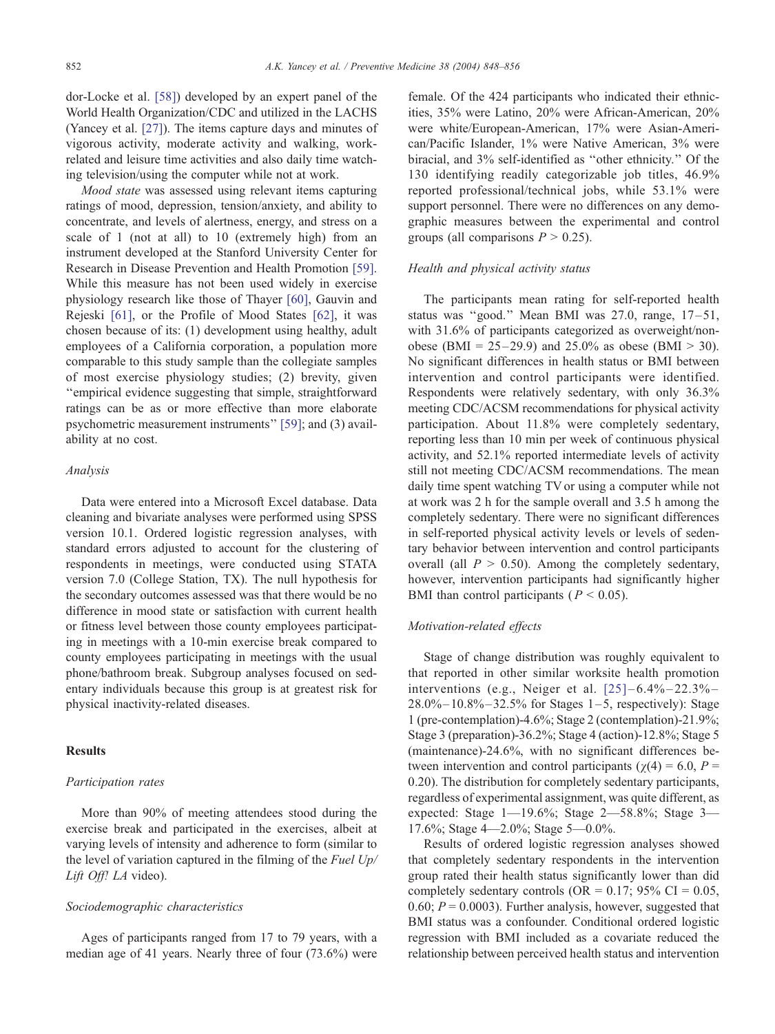dor-Locke et al. [58]) developed by an expert panel of the World Health Organization/CDC and utilized in the LACHS (Yancey et al. [27]). The items capture days and minutes of vigorous activity, moderate activity and walking, work-related and leisure time activities and also daily time watching television/using the computer while not at work.

*Mood state* was assessed using relevant items capturing ratings of mood, depression, tension/anxiety, and ability to concentrate, and levels of alertness, energy, and stress on a scale of 1 (not at all) to 10 (extremely high) from an instrument developed at the Stanford University Center for Research in Disease Prevention and Health Promotion [59]. While this measure has not been used widely in exercise physiology research like those of Thayer [60], Gauvin and Rejeski [61], or the Profile of Mood States [62], it was chosen because of its: (1) development using healthy, adult employees of a California corporation, a population more comparable to this study sample than the collegiate samples of most exercise physiology studies; (2) brevity, given "empirical evidence suggesting that simple, straightforward ratings can be as or more effective than more elaborate psychometric measurement instruments" [59]; and (3) availability at no cost.

### Analysis

Data were entered into a Microsoft Excel database. Data cleaning and bivariate analyses were performed using SPSS version 10.1. Ordered logistic regression analyses, with standard errors adjusted to account for the clustering of respondents in meetings, were conducted using STATA version 7.0 (College Station, TX). The null hypothesis for the secondary outcomes assessed was that there would be no difference in mood state or satisfaction with current health or fitness level between those county employees participating in meetings with a 10-min exercise break compared to county employees participating in meetings with the usual phone/bathroom break. Subgroup analyses focused on sedentary individuals because this group is at greatest risk for physical inactivity-related diseases.

## Results

### Participation rates

More than 90% of meeting attendees stood during the exercise break and participated in the exercises, albeit at varying levels of intensity and adherence to form (similar to the level of variation captured in the filming of the *Fuel Up/Lift Off! LA* video).

### Sociodemographic characteristics

Ages of participants ranged from 17 to 79 years, with a median age of 41 years. Nearly three of four (73.6%) were female. Of the 424 participants who indicated their ethnicities, 35% were Latino, 20% were African-American, 20% were white/European-American, 17% were Asian-American/Pacific Islander, 1% were Native American, 3% were biracial, and 3% self-identified as "other ethnicity." Of the 130 identifying readily categorizable job titles, 46.9% reported professional/technical jobs, while 53.1% were support personnel. There were no differences on any demographic measures between the experimental and control groups (all comparisons $P > 0.25$).

### Health and physical activity status

The participants mean rating for self-reported health status was "good." Mean BMI was 27.0, range, 17–51, with 31.6% of participants categorized as overweight/non-obese (BMI = 25–29.9) and 25.0% as obese (BMI > 30). No significant differences in health status or BMI between intervention and control participants were identified. Respondents were relatively sedentary, with only 36.3% meeting CDC/ACSM recommendations for physical activity participation. About 11.8% were completely sedentary, reporting less than 10 min per week of continuous physical activity, and 52.1% reported intermediate levels of activity still not meeting CDC/ACSM recommendations. The mean daily time spent watching TV or using a computer while not at work was 2 h for the sample overall and 3.5 h among the completely sedentary. There were no significant differences in self-reported physical activity levels or levels of sedentary behavior between intervention and control participants overall (all $P > 0.50$). Among the completely sedentary, however, intervention participants had significantly higher BMI than control participants ($P < 0.05$).

### Motivation-related effects

Stage of change distribution was roughly equivalent to that reported in other similar worksite health promotion interventions (e.g., Neiger et al. [25]–6.4%–22.3%–28.0%–10.8%–32.5% for Stages 1–5, respectively): Stage 1 (pre-contemplation)-4.6%; Stage 2 (contemplation)-21.9%; Stage 3 (preparation)-36.2%; Stage 4 (action)-12.8%; Stage 5 (maintenance)-24.6%, with no significant differences between intervention and control participants ($\chi(4) = 6.0$, $P = 0.20$). The distribution for completely sedentary participants, regardless of experimental assignment, was quite different, as expected: Stage 1—19.6%; Stage 2—58.8%; Stage 3—17.6%; Stage 4—2.0%; Stage 5—0.0%.

Results of ordered logistic regression analyses showed that completely sedentary respondents in the intervention group rated their health status significantly lower than did completely sedentary controls (OR = 0.17; 95% CI = 0.05, 0.60; $P = 0.0003$). Further analysis, however, suggested that BMI status was a confounder. Conditional ordered logistic regression with BMI included as a covariate reduced the relationship between perceived health status and intervention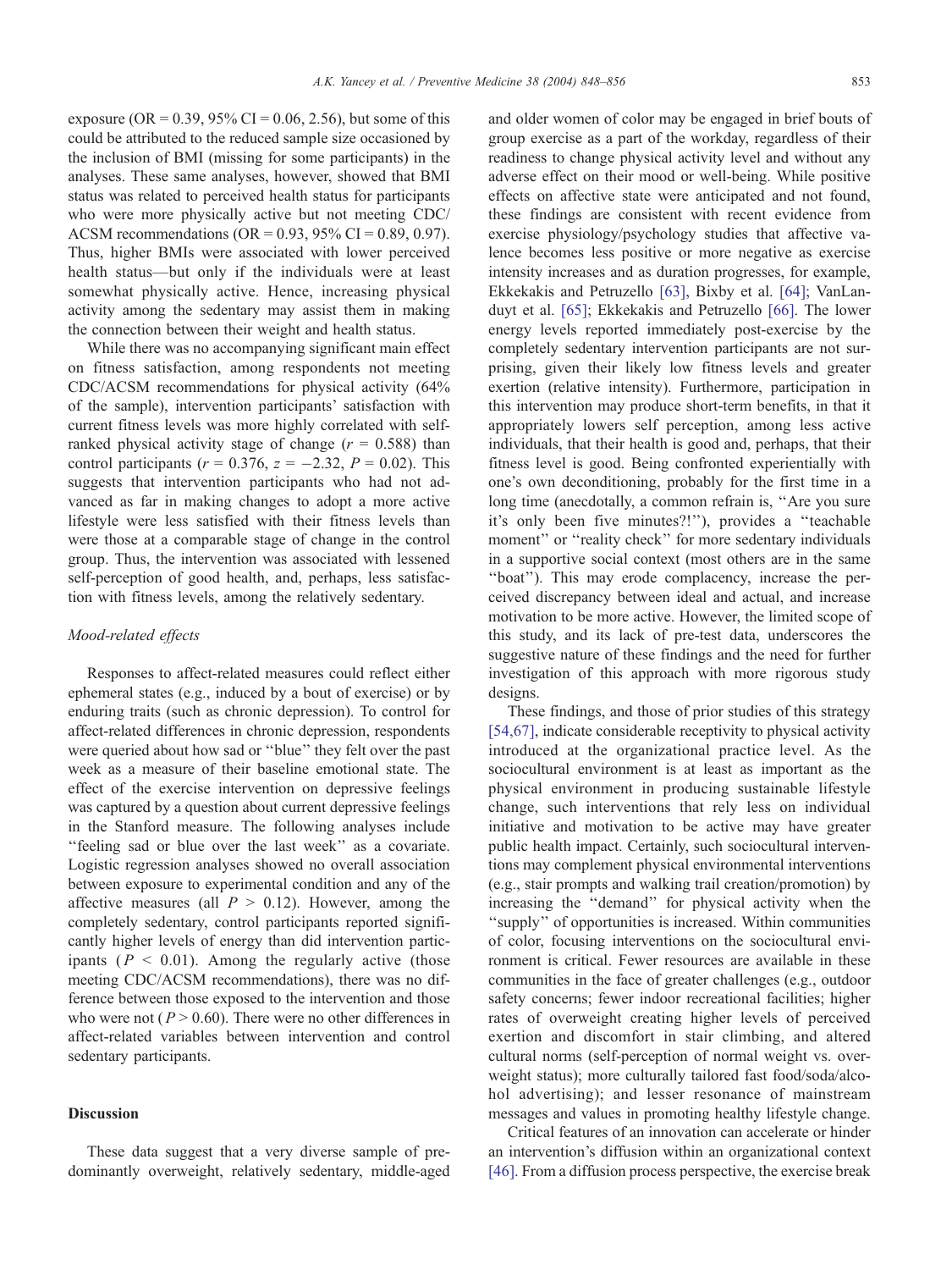exposure (OR = 0.39, 95% CI = 0.06, 2.56), but some of this could be attributed to the reduced sample size occasioned by the inclusion of BMI (missing for some participants) in the analyses. These same analyses, however, showed that BMI status was related to perceived health status for participants who were more physically active but not meeting CDC/ACSM recommendations (OR = 0.93, 95% CI = 0.89, 0.97). Thus, higher BMIs were associated with lower perceived health status—but only if the individuals were at least somewhat physically active. Hence, increasing physical activity among the sedentary may assist them in making the connection between their weight and health status.

While there was no accompanying significant main effect on fitness satisfaction, among respondents not meeting CDC/ACSM recommendations for physical activity (64% of the sample), intervention participants' satisfaction with current fitness levels was more highly correlated with self-ranked physical activity stage of change ($r$ = 0.588) than control participants ($r$ = 0.376, $z$ = −2.32, $P$ = 0.02). This suggests that intervention participants who had not advanced as far in making changes to adopt a more active lifestyle were less satisfied with their fitness levels than were those at a comparable stage of change in the control group. Thus, the intervention was associated with lessened self-perception of good health, and, perhaps, less satisfaction with fitness levels, among the relatively sedentary.

### *Mood-related effects*

Responses to affect-related measures could reflect either ephemeral states (e.g., induced by a bout of exercise) or by enduring traits (such as chronic depression). To control for affect-related differences in chronic depression, respondents were queried about how sad or "blue" they felt over the past week as a measure of their baseline emotional state. The effect of the exercise intervention on depressive feelings was captured by a question about current depressive feelings in the Stanford measure. The following analyses include "feeling sad or blue over the last week" as a covariate. Logistic regression analyses showed no overall association between exposure to experimental condition and any of the affective measures (all $P$ > 0.12). However, among the completely sedentary, control participants reported significantly higher levels of energy than did intervention participants ($P$ < 0.01). Among the regularly active (those meeting CDC/ACSM recommendations), there was no difference between those exposed to the intervention and those who were not ($P$ > 0.60). There were no other differences in affect-related variables between intervention and control sedentary participants.

## Discussion

These data suggest that a very diverse sample of predominantly overweight, relatively sedentary, middle-aged and older women of color may be engaged in brief bouts of group exercise as a part of the workday, regardless of their readiness to change physical activity level and without any adverse effect on their mood or well-being. While positive effects on affective state were anticipated and not found, these findings are consistent with recent evidence from exercise physiology/psychology studies that affective valence becomes less positive or more negative as exercise intensity increases and as duration progresses, for example, Ekkekakis and Petruzello [63], Bixby et al. [64]; VanLanduyt et al. [65]; Ekkekakis and Petruzello [66]. The lower energy levels reported immediately post-exercise by the completely sedentary intervention participants are not surprising, given their likely low fitness levels and greater exertion (relative intensity). Furthermore, participation in this intervention may produce short-term benefits, in that it appropriately lowers self perception, among less active individuals, that their health is good and, perhaps, that their fitness level is good. Being confronted experientially with one's own deconditioning, probably for the first time in a long time (anecdotally, a common refrain is, "Are you sure it's only been five minutes?!"), provides a "teachable moment" or "reality check" for more sedentary individuals in a supportive social context (most others are in the same "boat"). This may erode complacency, increase the perceived discrepancy between ideal and actual, and increase motivation to be more active. However, the limited scope of this study, and its lack of pre-test data, underscores the suggestive nature of these findings and the need for further investigation of this approach with more rigorous study designs.

These findings, and those of prior studies of this strategy [54,67], indicate considerable receptivity to physical activity introduced at the organizational practice level. As the sociocultural environment is at least as important as the physical environment in producing sustainable lifestyle change, such interventions that rely less on individual initiative and motivation to be active may have greater public health impact. Certainly, such sociocultural interventions may complement physical environmental interventions (e.g., stair prompts and walking trail creation/promotion) by increasing the "demand" for physical activity when the "supply" of opportunities is increased. Within communities of color, focusing interventions on the sociocultural environment is critical. Fewer resources are available in these communities in the face of greater challenges (e.g., outdoor safety concerns; fewer indoor recreational facilities; higher rates of overweight creating higher levels of perceived exertion and discomfort in stair climbing, and altered cultural norms (self-perception of normal weight vs. overweight status); more culturally tailored fast food/soda/alcohol advertising); and lesser resonance of mainstream messages and values in promoting healthy lifestyle change.

Critical features of an innovation can accelerate or hinder an intervention's diffusion within an organizational context [46]. From a diffusion process perspective, the exercise break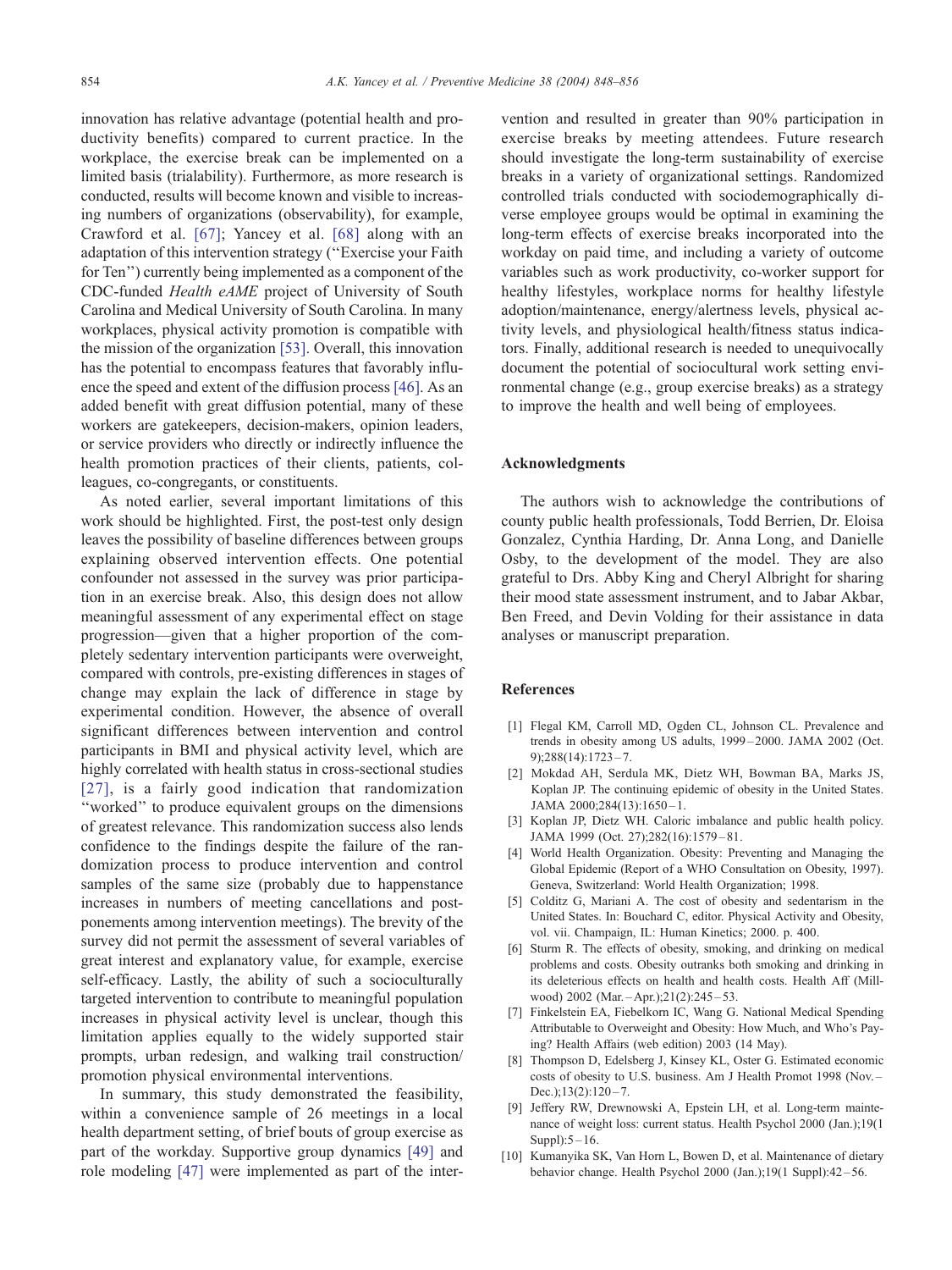innovation has relative advantage (potential health and productivity benefits) compared to current practice. In the workplace, the exercise break can be implemented on a limited basis (trialability). Furthermore, as more research is conducted, results will become known and visible to increasing numbers of organizations (observability), for example, Crawford et al. [67]; Yancey et al. [68] along with an adaptation of this intervention strategy (''Exercise your Faith for Ten'') currently being implemented as a component of the CDC-funded *Health eAME* project of University of South Carolina and Medical University of South Carolina. In many workplaces, physical activity promotion is compatible with the mission of the organization [53]. Overall, this innovation has the potential to encompass features that favorably influence the speed and extent of the diffusion process [46]. As an added benefit with great diffusion potential, many of these workers are gatekeepers, decision-makers, opinion leaders, or service providers who directly or indirectly influence the health promotion practices of their clients, patients, colleagues, co-congregants, or constituents.

As noted earlier, several important limitations of this work should be highlighted. First, the post-test only design leaves the possibility of baseline differences between groups explaining observed intervention effects. One potential confounder not assessed in the survey was prior participation in an exercise break. Also, this design does not allow meaningful assessment of any experimental effect on stage progression—given that a higher proportion of the completely sedentary intervention participants were overweight, compared with controls, pre-existing differences in stages of change may explain the lack of difference in stage by experimental condition. However, the absence of overall significant differences between intervention and control participants in BMI and physical activity level, which are highly correlated with health status in cross-sectional studies [27], is a fairly good indication that randomization ''worked'' to produce equivalent groups on the dimensions of greatest relevance. This randomization success also lends confidence to the findings despite the failure of the randomization process to produce intervention and control samples of the same size (probably due to happenstance increases in numbers of meeting cancellations and postponements among intervention meetings). The brevity of the survey did not permit the assessment of several variables of great interest and explanatory value, for example, exercise self-efficacy. Lastly, the ability of such a socioculturally targeted intervention to contribute to meaningful population increases in physical activity level is unclear, though this limitation applies equally to the widely supported stair prompts, urban redesign, and walking trail construction/promotion physical environmental interventions.

In summary, this study demonstrated the feasibility, within a convenience sample of 26 meetings in a local health department setting, of brief bouts of group exercise as part of the workday. Supportive group dynamics [49] and role modeling [47] were implemented as part of the intervention and resulted in greater than 90% participation in exercise breaks by meeting attendees. Future research should investigate the long-term sustainability of exercise breaks in a variety of organizational settings. Randomized controlled trials conducted with sociodemographically diverse employee groups would be optimal in examining the long-term effects of exercise breaks incorporated into the workday on paid time, and including a variety of outcome variables such as work productivity, co-worker support for healthy lifestyles, workplace norms for healthy lifestyle adoption/maintenance, energy/alertness levels, physical activity levels, and physiological health/fitness status indicators. Finally, additional research is needed to unequivocally document the potential of sociocultural work setting environmental change (e.g., group exercise breaks) as a strategy to improve the health and well being of employees.

## Acknowledgments

The authors wish to acknowledge the contributions of county public health professionals, Todd Berrien, Dr. Eloisa Gonzalez, Cynthia Harding, Dr. Anna Long, and Danielle Osby, to the development of the model. They are also grateful to Drs. Abby King and Cheryl Albright for sharing their mood state assessment instrument, and to Jabar Akbar, Ben Freed, and Devin Volding for their assistance in data analyses or manuscript preparation.

## References

[1] Flegal KM, Carroll MD, Ogden CL, Johnson CL. Prevalence and trends in obesity among US adults, 1999–2000. JAMA 2002 (Oct. 9);288(14):1723–7.

[2] Mokdad AH, Serdula MK, Dietz WH, Bowman BA, Marks JS, Koplan JP. The continuing epidemic of obesity in the United States. JAMA 2000;284(13):1650–1.

[3] Koplan JP, Dietz WH. Caloric imbalance and public health policy. JAMA 1999 (Oct. 27);282(16):1579–81.

[4] World Health Organization. Obesity: Preventing and Managing the Global Epidemic (Report of a WHO Consultation on Obesity, 1997). Geneva, Switzerland: World Health Organization; 1998.

[5] Colditz G, Mariani A. The cost of obesity and sedentarism in the United States. In: Bouchard C, editor. Physical Activity and Obesity, vol. vii. Champaign, IL: Human Kinetics; 2000. p. 400.

[6] Sturm R. The effects of obesity, smoking, and drinking on medical problems and costs. Obesity outranks both smoking and drinking in its deleterious effects on health and health costs. Health Aff (Millwood) 2002 (Mar.–Apr.);21(2):245–53.

[7] Finkelstein EA, Fiebelkorn IC, Wang G. National Medical Spending Attributable to Overweight and Obesity: How Much, and Who's Paying? Health Affairs (web edition) 2003 (14 May).

[8] Thompson D, Edelsberg J, Kinsey KL, Oster G. Estimated economic costs of obesity to U.S. business. Am J Health Promot 1998 (Nov.–Dec.);13(2):120–7.

[9] Jeffery RW, Drewnowski A, Epstein LH, et al. Long-term maintenance of weight loss: current status. Health Psychol 2000 (Jan.);19(1 Suppl):5–16.

[10] Kumanyika SK, Van Horn L, Bowen D, et al. Maintenance of dietary behavior change. Health Psychol 2000 (Jan.);19(1 Suppl):42–56.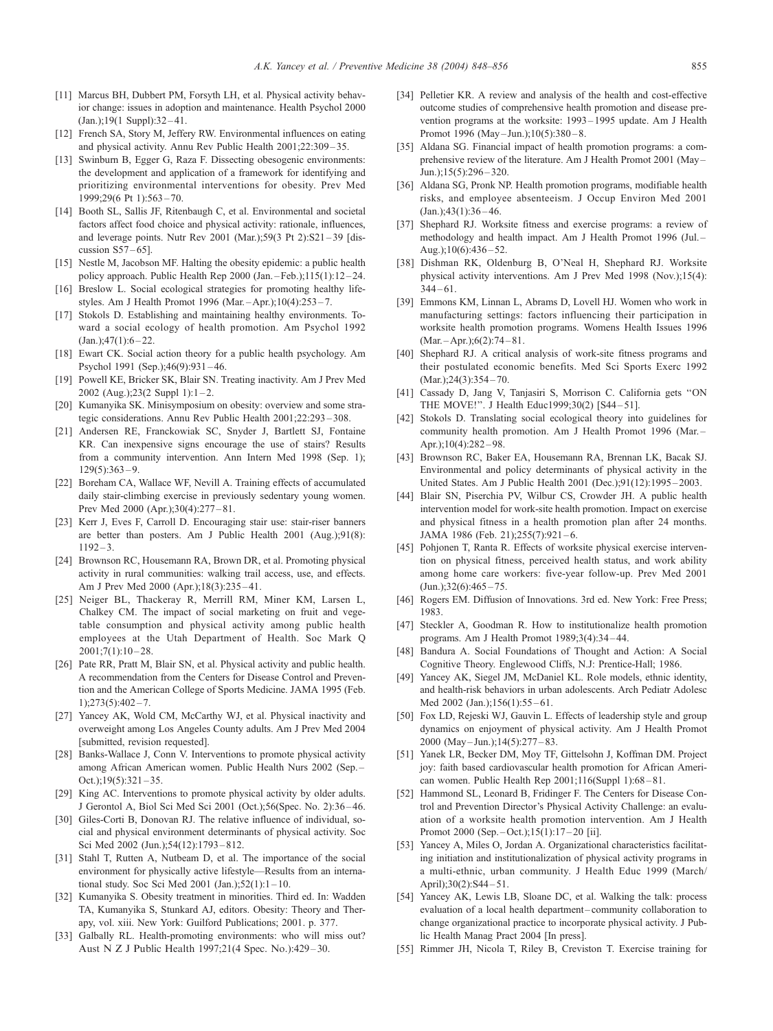[11] Marcus BH, Dubbert PM, Forsyth LH, et al. Physical activity behavior change: issues in adoption and maintenance. Health Psychol 2000 (Jan.);19(1 Suppl):32–41.

[12] French SA, Story M, Jeffery RW. Environmental influences on eating and physical activity. Annu Rev Public Health 2001;22:309–35.

[13] Swinburn B, Egger G, Raza F. Dissecting obesogenic environments: the development and application of a framework for identifying and prioritizing environmental interventions for obesity. Prev Med 1999;29(6 Pt 1):563–70.

[14] Booth SL, Sallis JF, Ritenbaugh C, et al. Environmental and societal factors affect food choice and physical activity: rationale, influences, and leverage points. Nutr Rev 2001 (Mar.);59(3 Pt 2):S21–39 [discussion S57–65].

[15] Nestle M, Jacobson MF. Halting the obesity epidemic: a public health policy approach. Public Health Rep 2000 (Jan.–Feb.);115(1):12–24.

[16] Breslow L. Social ecological strategies for promoting healthy lifestyles. Am J Health Promot 1996 (Mar.–Apr.);10(4):253–7.

[17] Stokols D. Establishing and maintaining healthy environments. Toward a social ecology of health promotion. Am Psychol 1992 (Jan.);47(1):6–22.

[18] Ewart CK. Social action theory for a public health psychology. Am Psychol 1991 (Sep.);46(9):931–46.

[19] Powell KE, Bricker SK, Blair SN. Treating inactivity. Am J Prev Med 2002 (Aug.);23(2 Suppl 1):1–2.

[20] Kumanyika SK. Minisymposium on obesity: overview and some strategic considerations. Annu Rev Public Health 2001;22:293–308.

[21] Andersen RE, Franckowiak SC, Snyder J, Bartlett SJ, Fontaine KR. Can inexpensive signs encourage the use of stairs? Results from a community intervention. Ann Intern Med 1998 (Sep. 1); 129(5):363–9.

[22] Boreham CA, Wallace WF, Nevill A. Training effects of accumulated daily stair-climbing exercise in previously sedentary young women. Prev Med 2000 (Apr.);30(4):277–81.

[23] Kerr J, Eves F, Carroll D. Encouraging stair use: stair-riser banners are better than posters. Am J Public Health 2001 (Aug.);91(8): 1192–3.

[24] Brownson RC, Housemann RA, Brown DR, et al. Promoting physical activity in rural communities: walking trail access, use, and effects. Am J Prev Med 2000 (Apr.);18(3):235–41.

[25] Neiger BL, Thackeray R, Merrill RM, Miner KM, Larsen L, Chalkey CM. The impact of social marketing on fruit and vegetable consumption and physical activity among public health employees at the Utah Department of Health. Soc Mark Q 2001;7(1):10–28.

[26] Pate RR, Pratt M, Blair SN, et al. Physical activity and public health. A recommendation from the Centers for Disease Control and Prevention and the American College of Sports Medicine. JAMA 1995 (Feb. 1);273(5):402–7.

[27] Yancey AK, Wold CM, McCarthy WJ, et al. Physical inactivity and overweight among Los Angeles County adults. Am J Prev Med 2004 [submitted, revision requested].

[28] Banks-Wallace J, Conn V. Interventions to promote physical activity among African American women. Public Health Nurs 2002 (Sep.–Oct.);19(5):321–35.

[29] King AC. Interventions to promote physical activity by older adults. J Gerontol A, Biol Sci Med Sci 2001 (Oct.);56(Spec. No. 2):36–46.

[30] Giles-Corti B, Donovan RJ. The relative influence of individual, social and physical environment determinants of physical activity. Soc Sci Med 2002 (Jun.);54(12):1793–812.

[31] Stahl T, Rutten A, Nutbeam D, et al. The importance of the social environment for physically active lifestyle—Results from an international study. Soc Sci Med 2001 (Jan.);52(1):1–10.

[32] Kumanyika S. Obesity treatment in minorities. Third ed. In: Wadden TA, Kumanyika S, Stunkard AJ, editors. Obesity: Theory and Therapy, vol. xiii. New York: Guilford Publications; 2001. p. 377.

[33] Galbally RL. Health-promoting environments: who will miss out? Aust N Z J Public Health 1997;21(4 Spec. No.):429–30.

[34] Pelletier KR. A review and analysis of the health and cost-effective outcome studies of comprehensive health promotion and disease prevention programs at the worksite: 1993–1995 update. Am J Health Promot 1996 (May–Jun.);10(5):380–8.

[35] Aldana SG. Financial impact of health promotion programs: a comprehensive review of the literature. Am J Health Promot 2001 (May–Jun.);15(5):296–320.

[36] Aldana SG, Pronk NP. Health promotion programs, modifiable health risks, and employee absenteeism. J Occup Environ Med 2001 (Jan.);43(1):36–46.

[37] Shephard RJ. Worksite fitness and exercise programs: a review of methodology and health impact. Am J Health Promot 1996 (Jul.–Aug.);10(6):436–52.

[38] Dishman RK, Oldenburg B, O'Neal H, Shephard RJ. Worksite physical activity interventions. Am J Prev Med 1998 (Nov.);15(4): 344–61.

[39] Emmons KM, Linnan L, Abrams D, Lovell HJ. Women who work in manufacturing settings: factors influencing their participation in worksite health promotion programs. Womens Health Issues 1996 (Mar.–Apr.);6(2):74–81.

[40] Shephard RJ. A critical analysis of work-site fitness programs and their postulated economic benefits. Med Sci Sports Exerc 1992 (Mar.);24(3):354–70.

[41] Cassady D, Jang V, Tanjasiri S, Morrison C. California gets "ON THE MOVE!". J Health Educ1999;30(2) [S44–51].

[42] Stokols D. Translating social ecological theory into guidelines for community health promotion. Am J Health Promot 1996 (Mar.–Apr.);10(4):282–98.

[43] Brownson RC, Baker EA, Housemann RA, Brennan LK, Bacak SJ. Environmental and policy determinants of physical activity in the United States. Am J Public Health 2001 (Dec.);91(12):1995–2003.

[44] Blair SN, Piserchia PV, Wilbur CS, Crowder JH. A public health intervention model for work-site health promotion. Impact on exercise and physical fitness in a health promotion plan after 24 months. JAMA 1986 (Feb. 21);255(7):921–6.

[45] Pohjonen T, Ranta R. Effects of worksite physical exercise intervention on physical fitness, perceived health status, and work ability among home care workers: five-year follow-up. Prev Med 2001 (Jun.);32(6):465–75.

[46] Rogers EM. Diffusion of Innovations. 3rd ed. New York: Free Press; 1983.

[47] Steckler A, Goodman R. How to institutionalize health promotion programs. Am J Health Promot 1989;3(4):34–44.

[48] Bandura A. Social Foundations of Thought and Action: A Social Cognitive Theory. Englewood Cliffs, N.J: Prentice-Hall; 1986.

[49] Yancey AK, Siegel JM, McDaniel KL. Role models, ethnic identity, and health-risk behaviors in urban adolescents. Arch Pediatr Adolesc Med 2002 (Jan.);156(1):55–61.

[50] Fox LD, Rejeski WJ, Gauvin L. Effects of leadership style and group dynamics on enjoyment of physical activity. Am J Health Promot 2000 (May–Jun.);14(5):277–83.

[51] Yanek LR, Becker DM, Moy TF, Gittelsohn J, Koffman DM. Project joy: faith based cardiovascular health promotion for African American women. Public Health Rep 2001;116(Suppl 1):68–81.

[52] Hammond SL, Leonard B, Fridinger F. The Centers for Disease Control and Prevention Director's Physical Activity Challenge: an evaluation of a worksite health promotion intervention. Am J Health Promot 2000 (Sep.–Oct.);15(1):17–20 [ii].

[53] Yancey A, Miles O, Jordan A. Organizational characteristics facilitating initiation and institutionalization of physical activity programs in a multi-ethnic, urban community. J Health Educ 1999 (March/April);30(2):S44–51.

[54] Yancey AK, Lewis LB, Sloane DC, et al. Walking the talk: process evaluation of a local health department–community collaboration to change organizational practice to incorporate physical activity. J Public Health Manag Pract 2004 [In press].

[55] Rimmer JH, Nicola T, Riley B, Creviston T. Exercise training for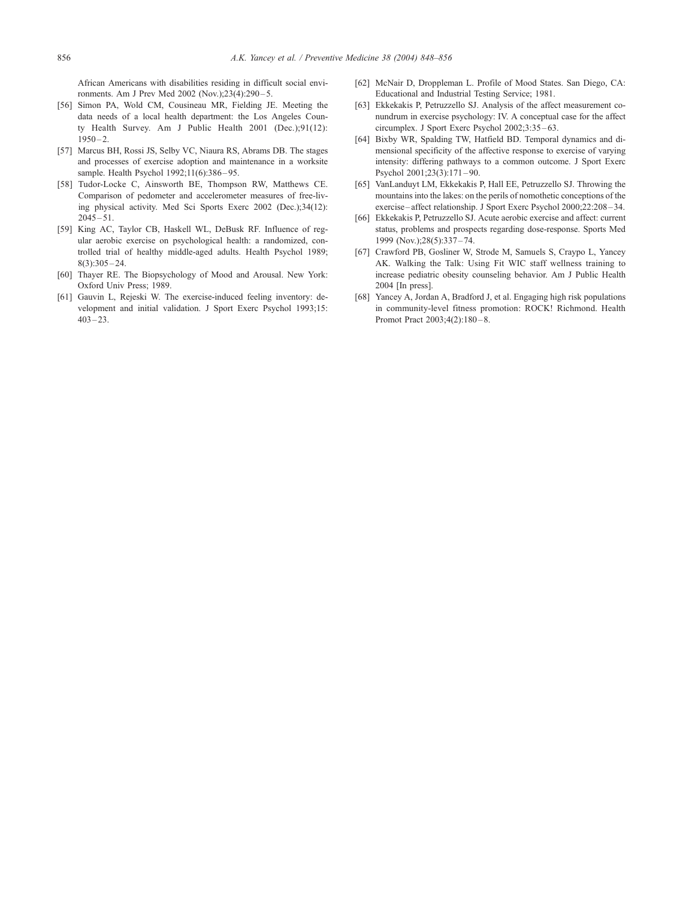African Americans with disabilities residing in difficult social environments. Am J Prev Med 2002 (Nov.);23(4):290–5.

[56] Simon PA, Wold CM, Cousineau MR, Fielding JE. Meeting the data needs of a local health department: the Los Angeles County Health Survey. Am J Public Health 2001 (Dec.);91(12): 1950–2.

[57] Marcus BH, Rossi JS, Selby VC, Niaura RS, Abrams DB. The stages and processes of exercise adoption and maintenance in a worksite sample. Health Psychol 1992;11(6):386–95.

[58] Tudor-Locke C, Ainsworth BE, Thompson RW, Matthews CE. Comparison of pedometer and accelerometer measures of free-living physical activity. Med Sci Sports Exerc 2002 (Dec.);34(12): 2045–51.

[59] King AC, Taylor CB, Haskell WL, DeBusk RF. Influence of regular aerobic exercise on psychological health: a randomized, controlled trial of healthy middle-aged adults. Health Psychol 1989; 8(3):305–24.

[60] Thayer RE. The Biopsychology of Mood and Arousal. New York: Oxford Univ Press; 1989.

[61] Gauvin L, Rejeski W. The exercise-induced feeling inventory: development and initial validation. J Sport Exerc Psychol 1993;15: 403–23.

[62] McNair D, Droppleman L. Profile of Mood States. San Diego, CA: Educational and Industrial Testing Service; 1981.

[63] Ekkekakis P, Petruzzello SJ. Analysis of the affect measurement conundrum in exercise psychology: IV. A conceptual case for the affect circumplex. J Sport Exerc Psychol 2002;3:35–63.

[64] Bixby WR, Spalding TW, Hatfield BD. Temporal dynamics and dimensional specificity of the affective response to exercise of varying intensity: differing pathways to a common outcome. J Sport Exerc Psychol 2001;23(3):171–90.

[65] VanLanduyt LM, Ekkekakis P, Hall EE, Petruzzello SJ. Throwing the mountains into the lakes: on the perils of nomothetic conceptions of the exercise–affect relationship. J Sport Exerc Psychol 2000;22:208–34.

[66] Ekkekakis P, Petruzzello SJ. Acute aerobic exercise and affect: current status, problems and prospects regarding dose-response. Sports Med 1999 (Nov.);28(5):337–74.

[67] Crawford PB, Gosliner W, Strode M, Samuels S, Craypo L, Yancey AK. Walking the Talk: Using Fit WIC staff wellness training to increase pediatric obesity counseling behavior. Am J Public Health 2004 [In press].

[68] Yancey A, Jordan A, Bradford J, et al. Engaging high risk populations in community-level fitness promotion: ROCK! Richmond. Health Promot Pract 2003;4(2):180–8.